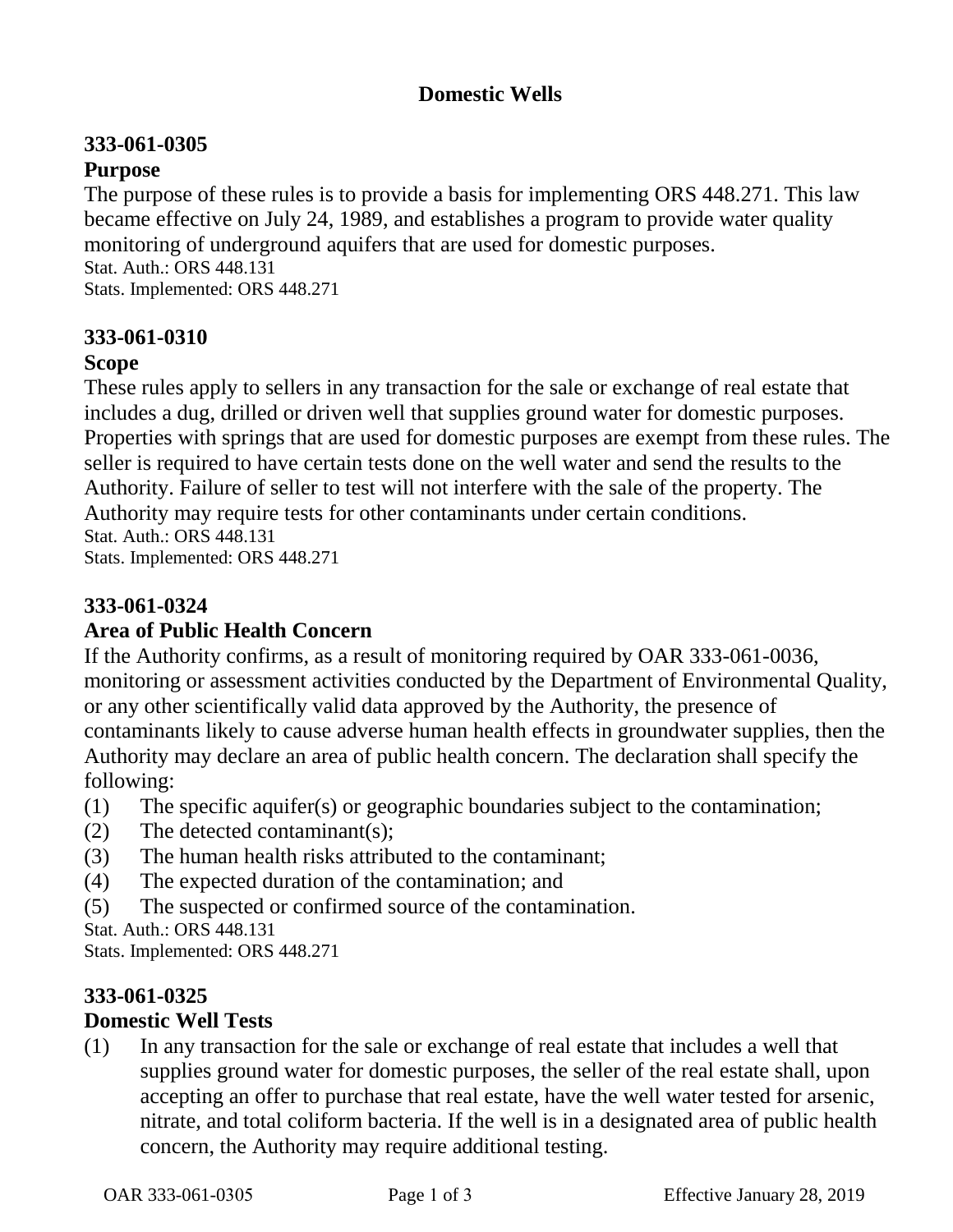# Domestic Wells

## 333-061-0305

### Purpose

The purpose of these rules is to provide a basis for implementing ORS 448.271. This law became effective on July 24, 1989, and establishes a program to provide water quality monitoring of underground aquifers that are used for domestic purposes.

Stat. Auth.: ORS 448.131
Stats. Implemented: ORS 448.271

## 333-061-0310

### Scope

These rules apply to sellers in any transaction for the sale or exchange of real estate that includes a dug, drilled or driven well that supplies ground water for domestic purposes. Properties with springs that are used for domestic purposes are exempt from these rules. The seller is required to have certain tests done on the well water and send the results to the Authority. Failure of seller to test will not interfere with the sale of the property. The Authority may require tests for other contaminants under certain conditions.

Stat. Auth.: ORS 448.131
Stats. Implemented: ORS 448.271

## 333-061-0324

### Area of Public Health Concern

If the Authority confirms, as a result of monitoring required by OAR 333-061-0036, monitoring or assessment activities conducted by the Department of Environmental Quality, or any other scientifically valid data approved by the Authority, the presence of contaminants likely to cause adverse human health effects in groundwater supplies, then the Authority may declare an area of public health concern. The declaration shall specify the following:

(1) The specific aquifer(s) or geographic boundaries subject to the contamination;
(2) The detected contaminant(s);
(3) The human health risks attributed to the contaminant;
(4) The expected duration of the contamination; and
(5) The suspected or confirmed source of the contamination.

Stat. Auth.: ORS 448.131
Stats. Implemented: ORS 448.271

## 333-061-0325

### Domestic Well Tests

(1) In any transaction for the sale or exchange of real estate that includes a well that supplies ground water for domestic purposes, the seller of the real estate shall, upon accepting an offer to purchase that real estate, have the well water tested for arsenic, nitrate, and total coliform bacteria. If the well is in a designated area of public health concern, the Authority may require additional testing.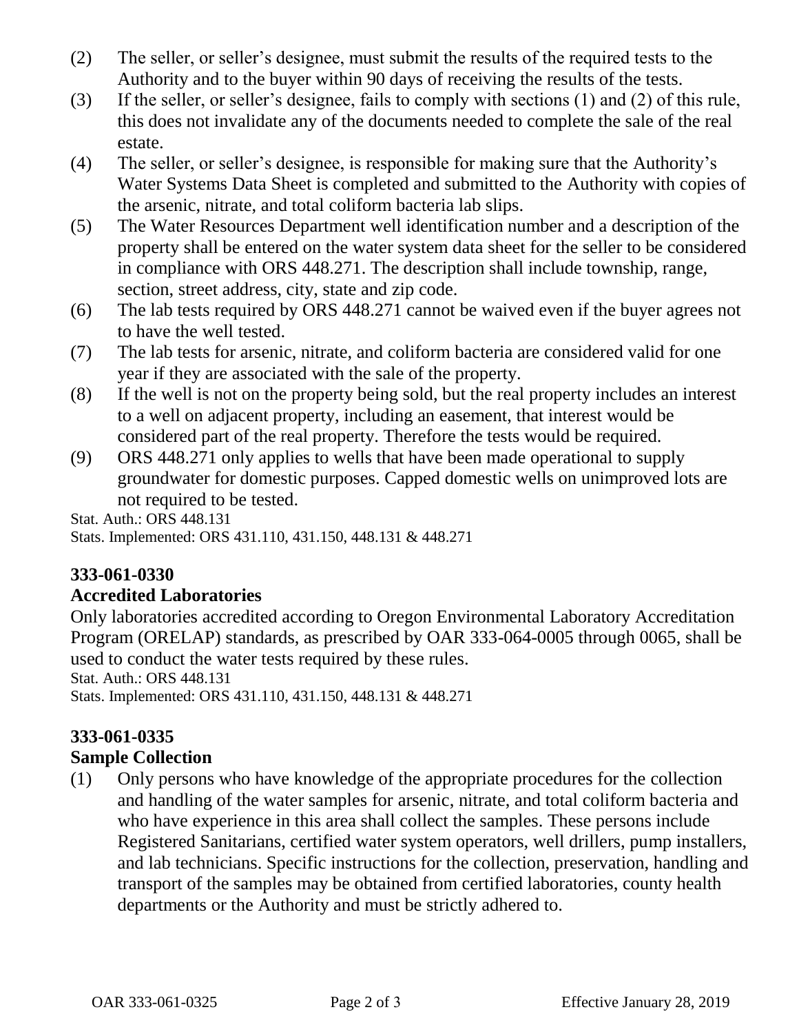(2) The seller, or seller's designee, must submit the results of the required tests to the Authority and to the buyer within 90 days of receiving the results of the tests.

(3) If the seller, or seller's designee, fails to comply with sections (1) and (2) of this rule, this does not invalidate any of the documents needed to complete the sale of the real estate.

(4) The seller, or seller's designee, is responsible for making sure that the Authority's Water Systems Data Sheet is completed and submitted to the Authority with copies of the arsenic, nitrate, and total coliform bacteria lab slips.

(5) The Water Resources Department well identification number and a description of the property shall be entered on the water system data sheet for the seller to be considered in compliance with ORS 448.271. The description shall include township, range, section, street address, city, state and zip code.

(6) The lab tests required by ORS 448.271 cannot be waived even if the buyer agrees not to have the well tested.

(7) The lab tests for arsenic, nitrate, and coliform bacteria are considered valid for one year if they are associated with the sale of the property.

(8) If the well is not on the property being sold, but the real property includes an interest to a well on adjacent property, including an easement, that interest would be considered part of the real property. Therefore the tests would be required.

(9) ORS 448.271 only applies to wells that have been made operational to supply groundwater for domestic purposes. Capped domestic wells on unimproved lots are not required to be tested.

Stat. Auth.: ORS 448.131
Stats. Implemented: ORS 431.110, 431.150, 448.131 & 448.271

**333-061-0330**
**Accredited Laboratories**

Only laboratories accredited according to Oregon Environmental Laboratory Accreditation Program (ORELAP) standards, as prescribed by OAR 333-064-0005 through 0065, shall be used to conduct the water tests required by these rules.

Stat. Auth.: ORS 448.131
Stats. Implemented: ORS 431.110, 431.150, 448.131 & 448.271

**333-061-0335**
**Sample Collection**

(1) Only persons who have knowledge of the appropriate procedures for the collection and handling of the water samples for arsenic, nitrate, and total coliform bacteria and who have experience in this area shall collect the samples. These persons include Registered Sanitarians, certified water system operators, well drillers, pump installers, and lab technicians. Specific instructions for the collection, preservation, handling and transport of the samples may be obtained from certified laboratories, county health departments or the Authority and must be strictly adhered to.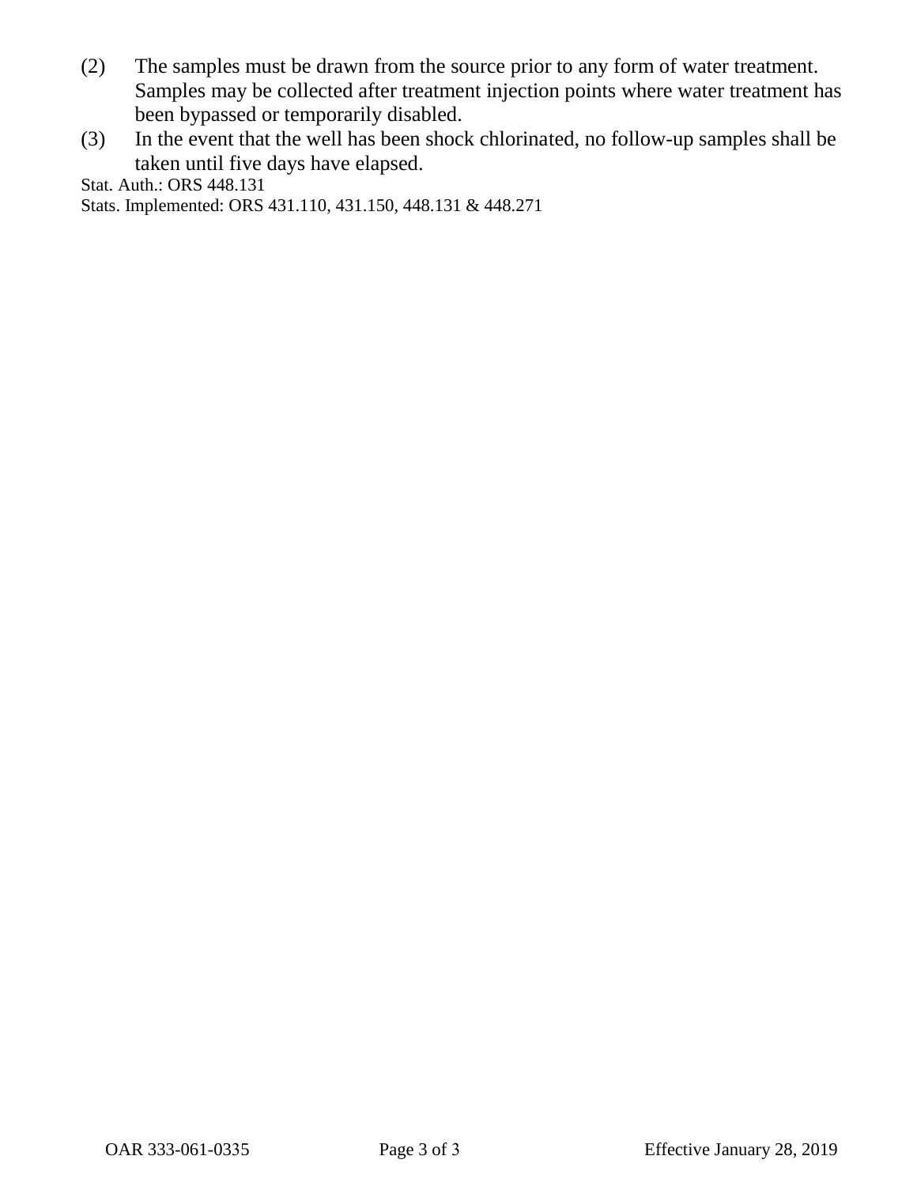(2) The samples must be drawn from the source prior to any form of water treatment. Samples may be collected after treatment injection points where water treatment has been bypassed or temporarily disabled.

(3) In the event that the well has been shock chlorinated, no follow-up samples shall be taken until five days have elapsed.

Stat. Auth.: ORS 448.131
Stats. Implemented: ORS 431.110, 431.150, 448.131 & 448.271